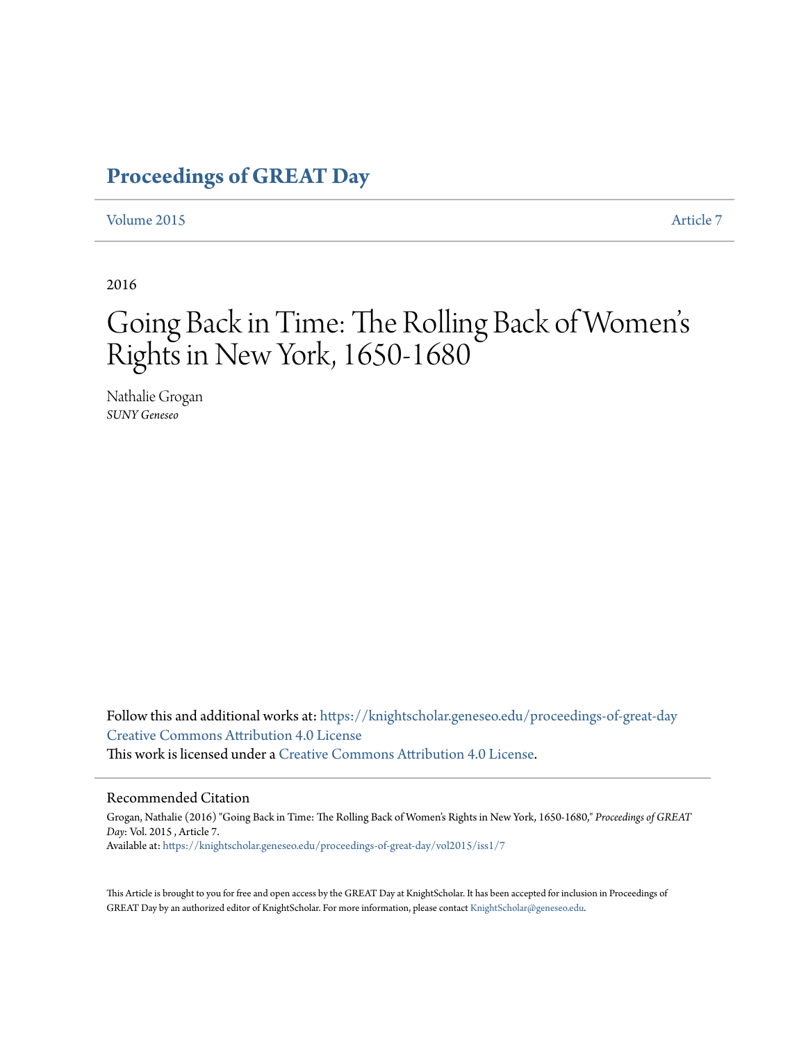# Proceedings of GREAT Day

Volume 2015 Article 7

2016

# Going Back in Time: The Rolling Back of Women's Rights in New York, 1650-1680

Nathalie Grogan
*SUNY Geneseo*

Follow this and additional works at: https://knightscholar.geneseo.edu/proceedings-of-great-day
Creative Commons Attribution 4.0 License
This work is licensed under a Creative Commons Attribution 4.0 License.

## Recommended Citation

Grogan, Nathalie (2016) "Going Back in Time: The Rolling Back of Women's Rights in New York, 1650-1680," *Proceedings of GREAT Day*: Vol. 2015 , Article 7.
Available at: https://knightscholar.geneseo.edu/proceedings-of-great-day/vol2015/iss1/7

This Article is brought to you for free and open access by the GREAT Day at KnightScholar. It has been accepted for inclusion in Proceedings of GREAT Day by an authorized editor of KnightScholar. For more information, please contact KnightScholar@geneseo.edu.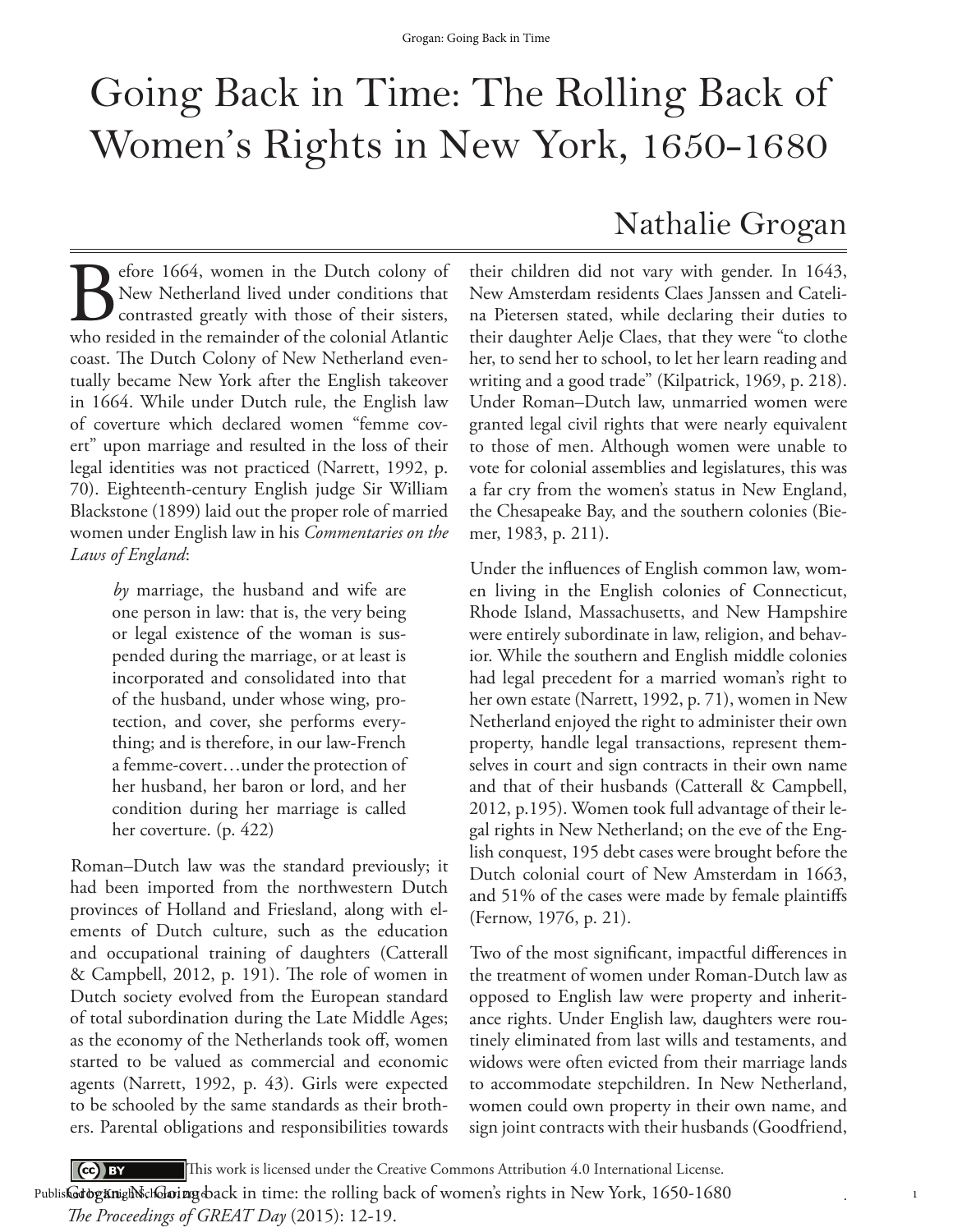# Going Back in Time: The Rolling Back of Women's Rights in New York, 1650-1680

## Nathalie Grogan

Before 1664, women in the Dutch colony of New Netherland lived under conditions that contrasted greatly with those of their sisters, who resided in the remainder of the colonial Atlantic coast. The Dutch Colony of New Netherland eventually became New York after the English takeover in 1664. While under Dutch rule, the English law of coverture which declared women "femme covert" upon marriage and resulted in the loss of their legal identities was not practiced (Narrett, 1992, p. 70). Eighteenth-century English judge Sir William Blackstone (1899) laid out the proper role of married women under English law in his *Commentaries on the Laws of England*:

> *by* marriage, the husband and wife are one person in law: that is, the very being or legal existence of the woman is suspended during the marriage, or at least is incorporated and consolidated into that of the husband, under whose wing, protection, and cover, she performs everything; and is therefore, in our law-French a femme-covert…under the protection of her husband, her baron or lord, and her condition during her marriage is called her coverture. (p. 422)

Roman–Dutch law was the standard previously; it had been imported from the northwestern Dutch provinces of Holland and Friesland, along with elements of Dutch culture, such as the education and occupational training of daughters (Catterall & Campbell, 2012, p. 191). The role of women in Dutch society evolved from the European standard of total subordination during the Late Middle Ages; as the economy of the Netherlands took off, women started to be valued as commercial and economic agents (Narrett, 1992, p. 43). Girls were expected to be schooled by the same standards as their brothers. Parental obligations and responsibilities towards their children did not vary with gender. In 1643, New Amsterdam residents Claes Janssen and Catelina Pietersen stated, while declaring their duties to their daughter Aelje Claes, that they were "to clothe her, to send her to school, to let her learn reading and writing and a good trade" (Kilpatrick, 1969, p. 218). Under Roman–Dutch law, unmarried women were granted legal civil rights that were nearly equivalent to those of men. Although women were unable to vote for colonial assemblies and legislatures, this was a far cry from the women's status in New England, the Chesapeake Bay, and the southern colonies (Biemer, 1983, p. 211).

Under the influences of English common law, women living in the English colonies of Connecticut, Rhode Island, Massachusetts, and New Hampshire were entirely subordinate in law, religion, and behavior. While the southern and English middle colonies had legal precedent for a married woman's right to her own estate (Narrett, 1992, p. 71), women in New Netherland enjoyed the right to administer their own property, handle legal transactions, represent themselves in court and sign contracts in their own name and that of their husbands (Catterall & Campbell, 2012, p.195). Women took full advantage of their legal rights in New Netherland; on the eve of the English conquest, 195 debt cases were brought before the Dutch colonial court of New Amsterdam in 1663, and 51% of the cases were made by female plaintiffs (Fernow, 1976, p. 21).

Two of the most significant, impactful differences in the treatment of women under Roman-Dutch law as opposed to English law were property and inheritance rights. Under English law, daughters were routinely eliminated from last wills and testaments, and widows were often evicted from their marriage lands to accommodate stepchildren. In New Netherland, women could own property in their own name, and sign joint contracts with their husbands (Goodfriend,

This work is licensed under the Creative Commons Attribution 4.0 International License.

Grogan, N. Going back in time: the rolling back of women's rights in New York, 1650-1680
*The Proceedings of GREAT Day* (2015): 12-19.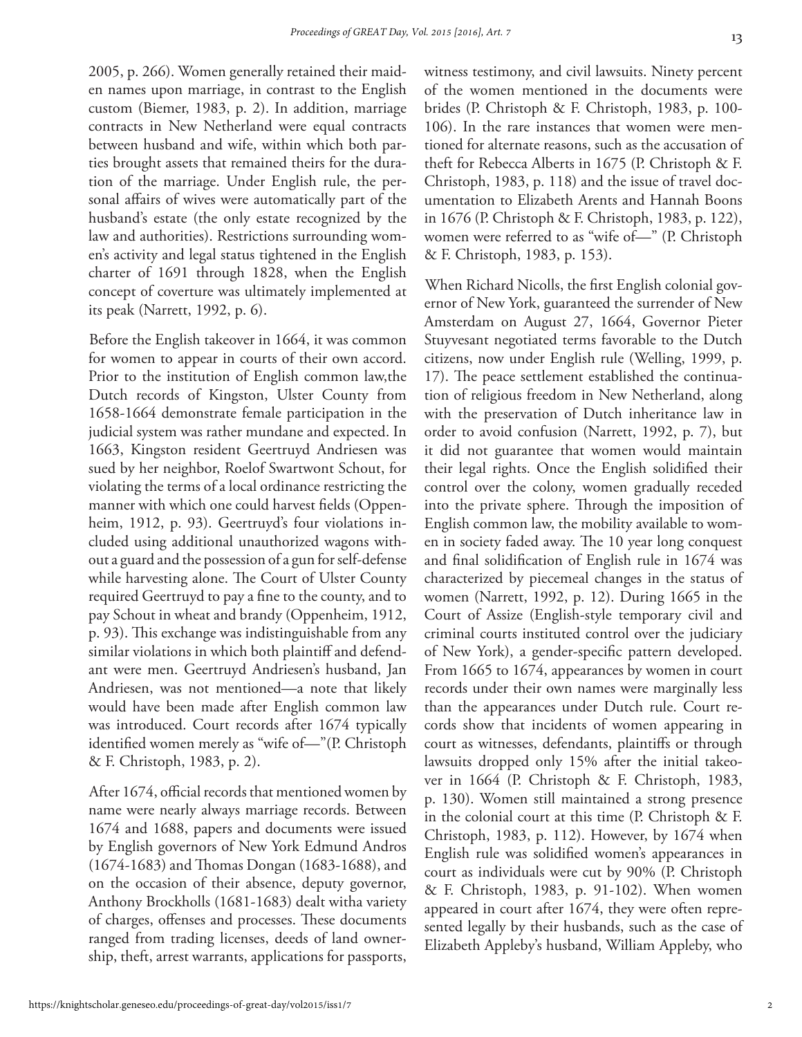2005, p. 266). Women generally retained their maiden names upon marriage, in contrast to the English custom (Biemer, 1983, p. 2). In addition, marriage contracts in New Netherland were equal contracts between husband and wife, within which both parties brought assets that remained theirs for the duration of the marriage. Under English rule, the personal affairs of wives were automatically part of the husband's estate (the only estate recognized by the law and authorities). Restrictions surrounding women's activity and legal status tightened in the English charter of 1691 through 1828, when the English concept of coverture was ultimately implemented at its peak (Narrett, 1992, p. 6).

Before the English takeover in 1664, it was common for women to appear in courts of their own accord. Prior to the institution of English common law,the Dutch records of Kingston, Ulster County from 1658-1664 demonstrate female participation in the judicial system was rather mundane and expected. In 1663, Kingston resident Geertruyd Andriesen was sued by her neighbor, Roelof Swartwont Schout, for violating the terms of a local ordinance restricting the manner with which one could harvest fields (Oppenheim, 1912, p. 93). Geertruyd's four violations included using additional unauthorized wagons without a guard and the possession of a gun for self-defense while harvesting alone. The Court of Ulster County required Geertruyd to pay a fine to the county, and to pay Schout in wheat and brandy (Oppenheim, 1912, p. 93). This exchange was indistinguishable from any similar violations in which both plaintiff and defendant were men. Geertruyd Andriesen's husband, Jan Andriesen, was not mentioned—a note that likely would have been made after English common law was introduced. Court records after 1674 typically identified women merely as "wife of—"(P. Christoph & F. Christoph, 1983, p. 2).

After 1674, official records that mentioned women by name were nearly always marriage records. Between 1674 and 1688, papers and documents were issued by English governors of New York Edmund Andros (1674-1683) and Thomas Dongan (1683-1688), and on the occasion of their absence, deputy governor, Anthony Brockholls (1681-1683) dealt witha variety of charges, offenses and processes. These documents ranged from trading licenses, deeds of land ownership, theft, arrest warrants, applications for passports, witness testimony, and civil lawsuits. Ninety percent of the women mentioned in the documents were brides (P. Christoph & F. Christoph, 1983, p. 100-106). In the rare instances that women were mentioned for alternate reasons, such as the accusation of theft for Rebecca Alberts in 1675 (P. Christoph & F. Christoph, 1983, p. 118) and the issue of travel documentation to Elizabeth Arents and Hannah Boons in 1676 (P. Christoph & F. Christoph, 1983, p. 122), women were referred to as "wife of—" (P. Christoph & F. Christoph, 1983, p. 153).

When Richard Nicolls, the first English colonial governor of New York, guaranteed the surrender of New Amsterdam on August 27, 1664, Governor Pieter Stuyvesant negotiated terms favorable to the Dutch citizens, now under English rule (Welling, 1999, p. 17). The peace settlement established the continuation of religious freedom in New Netherland, along with the preservation of Dutch inheritance law in order to avoid confusion (Narrett, 1992, p. 7), but it did not guarantee that women would maintain their legal rights. Once the English solidified their control over the colony, women gradually receded into the private sphere. Through the imposition of English common law, the mobility available to women in society faded away. The 10 year long conquest and final solidification of English rule in 1674 was characterized by piecemeal changes in the status of women (Narrett, 1992, p. 12). During 1665 in the Court of Assize (English-style temporary civil and criminal courts instituted control over the judiciary of New York), a gender-specific pattern developed. From 1665 to 1674, appearances by women in court records under their own names were marginally less than the appearances under Dutch rule. Court records show that incidents of women appearing in court as witnesses, defendants, plaintiffs or through lawsuits dropped only 15% after the initial takeover in 1664 (P. Christoph & F. Christoph, 1983, p. 130). Women still maintained a strong presence in the colonial court at this time (P. Christoph & F. Christoph, 1983, p. 112). However, by 1674 when English rule was solidified women's appearances in court as individuals were cut by 90% (P. Christoph & F. Christoph, 1983, p. 91-102). When women appeared in court after 1674, they were often represented legally by their husbands, such as the case of Elizabeth Appleby's husband, William Appleby, who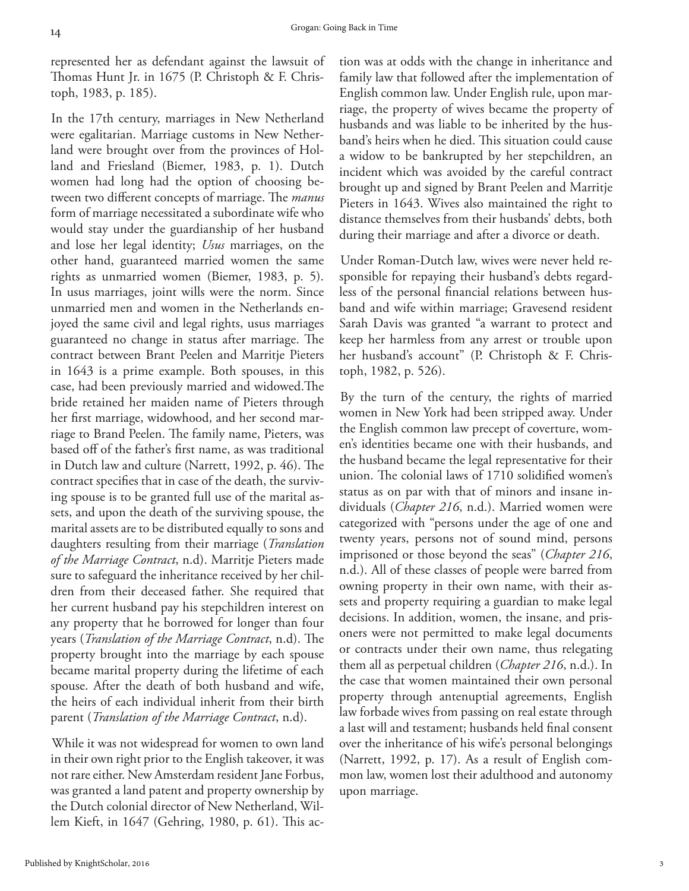represented her as defendant against the lawsuit of Thomas Hunt Jr. in 1675 (P. Christoph & F. Christoph, 1983, p. 185).

In the 17th century, marriages in New Netherland were egalitarian. Marriage customs in New Netherland were brought over from the provinces of Holland and Friesland (Biemer, 1983, p. 1). Dutch women had long had the option of choosing between two different concepts of marriage. The *manus* form of marriage necessitated a subordinate wife who would stay under the guardianship of her husband and lose her legal identity; *Usus* marriages, on the other hand, guaranteed married women the same rights as unmarried women (Biemer, 1983, p. 5). In usus marriages, joint wills were the norm. Since unmarried men and women in the Netherlands enjoyed the same civil and legal rights, usus marriages guaranteed no change in status after marriage. The contract between Brant Peelen and Marritje Pieters in 1643 is a prime example. Both spouses, in this case, had been previously married and widowed.The bride retained her maiden name of Pieters through her first marriage, widowhood, and her second marriage to Brand Peelen. The family name, Pieters, was based off of the father's first name, as was traditional in Dutch law and culture (Narrett, 1992, p. 46). The contract specifies that in case of the death, the surviving spouse is to be granted full use of the marital assets, and upon the death of the surviving spouse, the marital assets are to be distributed equally to sons and daughters resulting from their marriage (*Translation of the Marriage Contract*, n.d). Marritje Pieters made sure to safeguard the inheritance received by her children from their deceased father. She required that her current husband pay his stepchildren interest on any property that he borrowed for longer than four years (*Translation of the Marriage Contract*, n.d). The property brought into the marriage by each spouse became marital property during the lifetime of each spouse. After the death of both husband and wife, the heirs of each individual inherit from their birth parent (*Translation of the Marriage Contract*, n.d).

While it was not widespread for women to own land in their own right prior to the English takeover, it was not rare either. New Amsterdam resident Jane Forbus, was granted a land patent and property ownership by the Dutch colonial director of New Netherland, Willem Kieft, in 1647 (Gehring, 1980, p. 61). This action was at odds with the change in inheritance and family law that followed after the implementation of English common law. Under English rule, upon marriage, the property of wives became the property of husbands and was liable to be inherited by the husband's heirs when he died. This situation could cause a widow to be bankrupted by her stepchildren, an incident which was avoided by the careful contract brought up and signed by Brant Peelen and Marritje Pieters in 1643. Wives also maintained the right to distance themselves from their husbands' debts, both during their marriage and after a divorce or death.

Under Roman-Dutch law, wives were never held responsible for repaying their husband's debts regardless of the personal financial relations between husband and wife within marriage; Gravesend resident Sarah Davis was granted "a warrant to protect and keep her harmless from any arrest or trouble upon her husband's account" (P. Christoph & F. Christoph, 1982, p. 526).

By the turn of the century, the rights of married women in New York had been stripped away. Under the English common law precept of coverture, women's identities became one with their husbands, and the husband became the legal representative for their union. The colonial laws of 1710 solidified women's status as on par with that of minors and insane individuals (*Chapter 216*, n.d.). Married women were categorized with "persons under the age of one and twenty years, persons not of sound mind, persons imprisoned or those beyond the seas" (*Chapter 216*, n.d.). All of these classes of people were barred from owning property in their own name, with their assets and property requiring a guardian to make legal decisions. In addition, women, the insane, and prisoners were not permitted to make legal documents or contracts under their own name, thus relegating them all as perpetual children (*Chapter 216*, n.d.). In the case that women maintained their own personal property through antenuptial agreements, English law forbade wives from passing on real estate through a last will and testament; husbands held final consent over the inheritance of his wife's personal belongings (Narrett, 1992, p. 17). As a result of English common law, women lost their adulthood and autonomy upon marriage.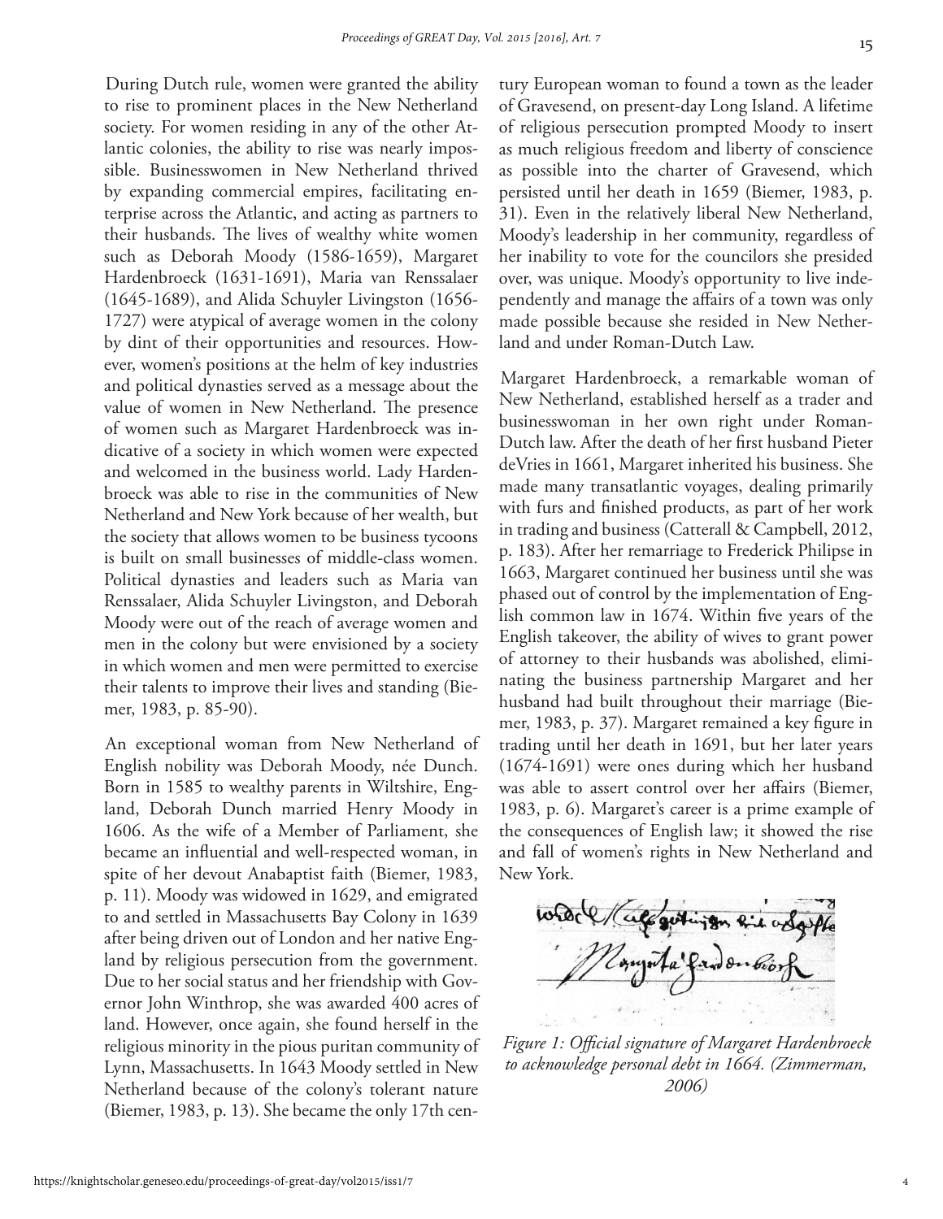During Dutch rule, women were granted the ability to rise to prominent places in the New Netherland society. For women residing in any of the other Atlantic colonies, the ability to rise was nearly impossible. Businesswomen in New Netherland thrived by expanding commercial empires, facilitating enterprise across the Atlantic, and acting as partners to their husbands. The lives of wealthy white women such as Deborah Moody (1586-1659), Margaret Hardenbroeck (1631-1691), Maria van Renssalaer (1645-1689), and Alida Schuyler Livingston (1656-1727) were atypical of average women in the colony by dint of their opportunities and resources. However, women's positions at the helm of key industries and political dynasties served as a message about the value of women in New Netherland. The presence of women such as Margaret Hardenbroeck was indicative of a society in which women were expected and welcomed in the business world. Lady Hardenbroeck was able to rise in the communities of New Netherland and New York because of her wealth, but the society that allows women to be business tycoons is built on small businesses of middle-class women. Political dynasties and leaders such as Maria van Renssalaer, Alida Schuyler Livingston, and Deborah Moody were out of the reach of average women and men in the colony but were envisioned by a society in which women and men were permitted to exercise their talents to improve their lives and standing (Biemer, 1983, p. 85-90).

An exceptional woman from New Netherland of English nobility was Deborah Moody, née Dunch. Born in 1585 to wealthy parents in Wiltshire, England, Deborah Dunch married Henry Moody in 1606. As the wife of a Member of Parliament, she became an influential and well-respected woman, in spite of her devout Anabaptist faith (Biemer, 1983, p. 11). Moody was widowed in 1629, and emigrated to and settled in Massachusetts Bay Colony in 1639 after being driven out of London and her native England by religious persecution from the government. Due to her social status and her friendship with Governor John Winthrop, she was awarded 400 acres of land. However, once again, she found herself in the religious minority in the pious puritan community of Lynn, Massachusetts. In 1643 Moody settled in New Netherland because of the colony's tolerant nature (Biemer, 1983, p. 13). She became the only 17th century European woman to found a town as the leader of Gravesend, on present-day Long Island. A lifetime of religious persecution prompted Moody to insert as much religious freedom and liberty of conscience as possible into the charter of Gravesend, which persisted until her death in 1659 (Biemer, 1983, p. 31). Even in the relatively liberal New Netherland, Moody's leadership in her community, regardless of her inability to vote for the councilors she presided over, was unique. Moody's opportunity to live independently and manage the affairs of a town was only made possible because she resided in New Netherland and under Roman-Dutch Law.

Margaret Hardenbroeck, a remarkable woman of New Netherland, established herself as a trader and businesswoman in her own right under Roman-Dutch law. After the death of her first husband Pieter deVries in 1661, Margaret inherited his business. She made many transatlantic voyages, dealing primarily with furs and finished products, as part of her work in trading and business (Catterall & Campbell, 2012, p. 183). After her remarriage to Frederick Philipse in 1663, Margaret continued her business until she was phased out of control by the implementation of English common law in 1674. Within five years of the English takeover, the ability of wives to grant power of attorney to their husbands was abolished, eliminating the business partnership Margaret and her husband had built throughout their marriage (Biemer, 1983, p. 37). Margaret remained a key figure in trading until her death in 1691, but her later years (1674-1691) were ones during which her husband was able to assert control over her affairs (Biemer, 1983, p. 6). Margaret's career is a prime example of the consequences of English law; it showed the rise and fall of women's rights in New Netherland and New York.

*Figure 1: Official signature of Margaret Hardenbroeck to acknowledge personal debt in 1664. (Zimmerman, 2006)*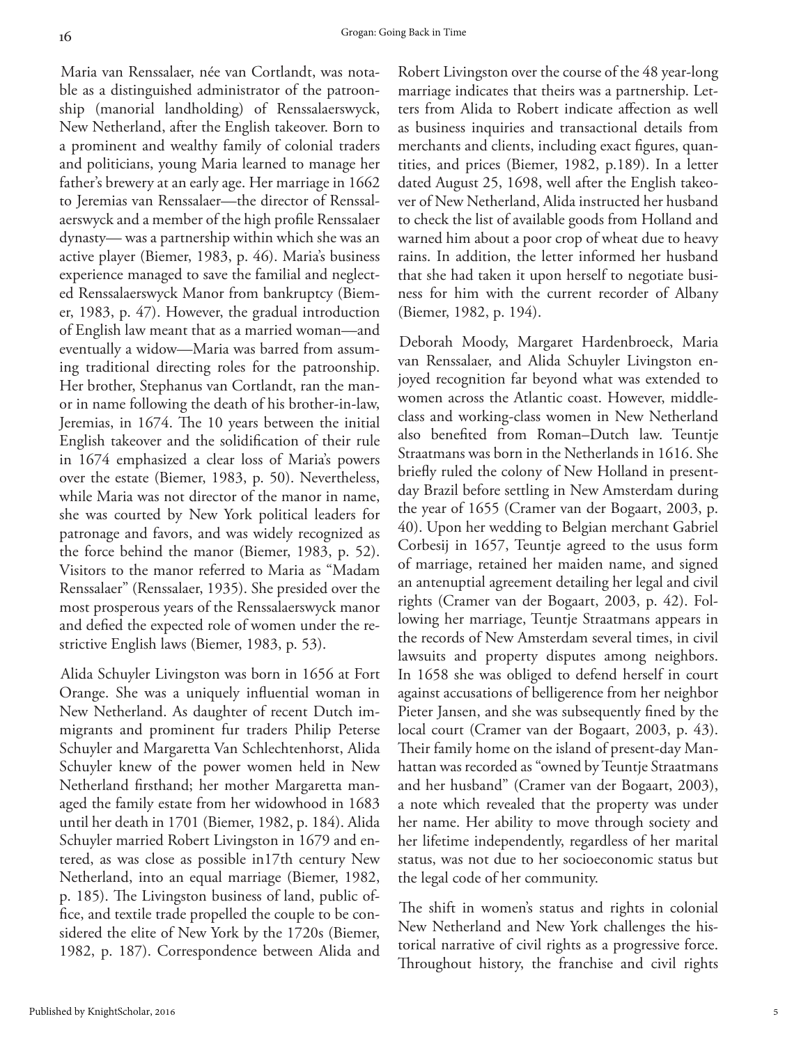Maria van Renssalaer, née van Cortlandt, was notable as a distinguished administrator of the patroonship (manorial landholding) of Renssalaerswyck, New Netherland, after the English takeover. Born to a prominent and wealthy family of colonial traders and politicians, young Maria learned to manage her father's brewery at an early age. Her marriage in 1662 to Jeremias van Renssalaer—the director of Renssalaerswyck and a member of the high profile Renssalaer dynasty— was a partnership within which she was an active player (Biemer, 1983, p. 46). Maria's business experience managed to save the familial and neglected Renssalaerswyck Manor from bankruptcy (Biemer, 1983, p. 47). However, the gradual introduction of English law meant that as a married woman—and eventually a widow—Maria was barred from assuming traditional directing roles for the patroonship. Her brother, Stephanus van Cortlandt, ran the manor in name following the death of his brother-in-law, Jeremias, in 1674. The 10 years between the initial English takeover and the solidification of their rule in 1674 emphasized a clear loss of Maria's powers over the estate (Biemer, 1983, p. 50). Nevertheless, while Maria was not director of the manor in name, she was courted by New York political leaders for patronage and favors, and was widely recognized as the force behind the manor (Biemer, 1983, p. 52). Visitors to the manor referred to Maria as "Madam Renssalaer" (Renssalaer, 1935). She presided over the most prosperous years of the Renssalaerswyck manor and defied the expected role of women under the restrictive English laws (Biemer, 1983, p. 53).

Alida Schuyler Livingston was born in 1656 at Fort Orange. She was a uniquely influential woman in New Netherland. As daughter of recent Dutch immigrants and prominent fur traders Philip Peterse Schuyler and Margaretta Van Schlechtenhorst, Alida Schuyler knew of the power women held in New Netherland firsthand; her mother Margaretta managed the family estate from her widowhood in 1683 until her death in 1701 (Biemer, 1982, p. 184). Alida Schuyler married Robert Livingston in 1679 and entered, as was close as possible in17th century New Netherland, into an equal marriage (Biemer, 1982, p. 185). The Livingston business of land, public office, and textile trade propelled the couple to be considered the elite of New York by the 1720s (Biemer, 1982, p. 187). Correspondence between Alida and Robert Livingston over the course of the 48 year-long marriage indicates that theirs was a partnership. Letters from Alida to Robert indicate affection as well as business inquiries and transactional details from merchants and clients, including exact figures, quantities, and prices (Biemer, 1982, p.189). In a letter dated August 25, 1698, well after the English takeover of New Netherland, Alida instructed her husband to check the list of available goods from Holland and warned him about a poor crop of wheat due to heavy rains. In addition, the letter informed her husband that she had taken it upon herself to negotiate business for him with the current recorder of Albany (Biemer, 1982, p. 194).

Deborah Moody, Margaret Hardenbroeck, Maria van Renssalaer, and Alida Schuyler Livingston enjoyed recognition far beyond what was extended to women across the Atlantic coast. However, middle-class and working-class women in New Netherland also benefited from Roman–Dutch law. Teuntje Straatmans was born in the Netherlands in 1616. She briefly ruled the colony of New Holland in present-day Brazil before settling in New Amsterdam during the year of 1655 (Cramer van der Bogaart, 2003, p. 40). Upon her wedding to Belgian merchant Gabriel Corbesij in 1657, Teuntje agreed to the usus form of marriage, retained her maiden name, and signed an antenuptial agreement detailing her legal and civil rights (Cramer van der Bogaart, 2003, p. 42). Following her marriage, Teuntje Straatmans appears in the records of New Amsterdam several times, in civil lawsuits and property disputes among neighbors. In 1658 she was obliged to defend herself in court against accusations of belligerence from her neighbor Pieter Jansen, and she was subsequently fined by the local court (Cramer van der Bogaart, 2003, p. 43). Their family home on the island of present-day Manhattan was recorded as "owned by Teuntje Straatmans and her husband" (Cramer van der Bogaart, 2003), a note which revealed that the property was under her name. Her ability to move through society and her lifetime independently, regardless of her marital status, was not due to her socioeconomic status but the legal code of her community.

The shift in women's status and rights in colonial New Netherland and New York challenges the historical narrative of civil rights as a progressive force. Throughout history, the franchise and civil rights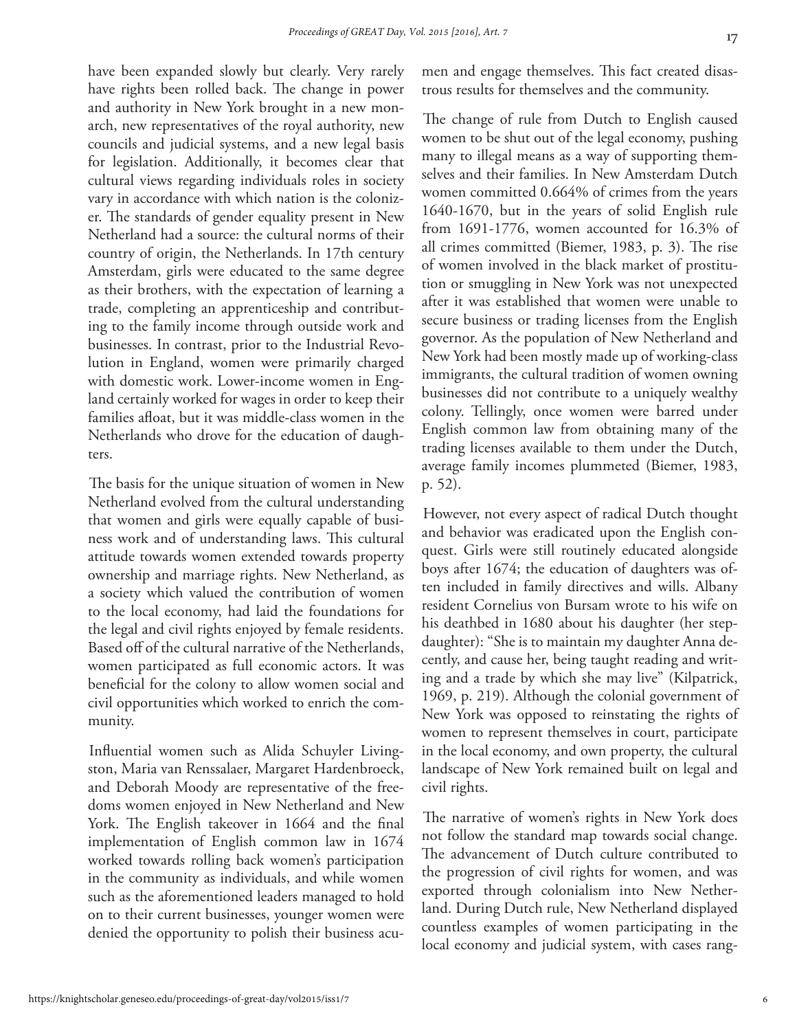have been expanded slowly but clearly. Very rarely have rights been rolled back. The change in power and authority in New York brought in a new monarch, new representatives of the royal authority, new councils and judicial systems, and a new legal basis for legislation. Additionally, it becomes clear that cultural views regarding individuals roles in society vary in accordance with which nation is the colonizer. The standards of gender equality present in New Netherland had a source: the cultural norms of their country of origin, the Netherlands. In 17th century Amsterdam, girls were educated to the same degree as their brothers, with the expectation of learning a trade, completing an apprenticeship and contributing to the family income through outside work and businesses. In contrast, prior to the Industrial Revolution in England, women were primarily charged with domestic work. Lower-income women in England certainly worked for wages in order to keep their families afloat, but it was middle-class women in the Netherlands who drove for the education of daughters.

The basis for the unique situation of women in New Netherland evolved from the cultural understanding that women and girls were equally capable of business work and of understanding laws. This cultural attitude towards women extended towards property ownership and marriage rights. New Netherland, as a society which valued the contribution of women to the local economy, had laid the foundations for the legal and civil rights enjoyed by female residents. Based off of the cultural narrative of the Netherlands, women participated as full economic actors. It was beneficial for the colony to allow women social and civil opportunities which worked to enrich the community.

Influential women such as Alida Schuyler Livingston, Maria van Renssalaer, Margaret Hardenbroeck, and Deborah Moody are representative of the freedoms women enjoyed in New Netherland and New York. The English takeover in 1664 and the final implementation of English common law in 1674 worked towards rolling back women's participation in the community as individuals, and while women such as the aforementioned leaders managed to hold on to their current businesses, younger women were denied the opportunity to polish their business acumen and engage themselves. This fact created disastrous results for themselves and the community.

The change of rule from Dutch to English caused women to be shut out of the legal economy, pushing many to illegal means as a way of supporting themselves and their families. In New Amsterdam Dutch women committed 0.664% of crimes from the years 1640-1670, but in the years of solid English rule from 1691-1776, women accounted for 16.3% of all crimes committed (Biemer, 1983, p. 3). The rise of women involved in the black market of prostitution or smuggling in New York was not unexpected after it was established that women were unable to secure business or trading licenses from the English governor. As the population of New Netherland and New York had been mostly made up of working-class immigrants, the cultural tradition of women owning businesses did not contribute to a uniquely wealthy colony. Tellingly, once women were barred under English common law from obtaining many of the trading licenses available to them under the Dutch, average family incomes plummeted (Biemer, 1983, p. 52).

However, not every aspect of radical Dutch thought and behavior was eradicated upon the English conquest. Girls were still routinely educated alongside boys after 1674; the education of daughters was often included in family directives and wills. Albany resident Cornelius von Bursam wrote to his wife on his deathbed in 1680 about his daughter (her stepdaughter): "She is to maintain my daughter Anna decently, and cause her, being taught reading and writing and a trade by which she may live" (Kilpatrick, 1969, p. 219). Although the colonial government of New York was opposed to reinstating the rights of women to represent themselves in court, participate in the local economy, and own property, the cultural landscape of New York remained built on legal and civil rights.

The narrative of women's rights in New York does not follow the standard map towards social change. The advancement of Dutch culture contributed to the progression of civil rights for women, and was exported through colonialism into New Netherland. During Dutch rule, New Netherland displayed countless examples of women participating in the local economy and judicial system, with cases rang-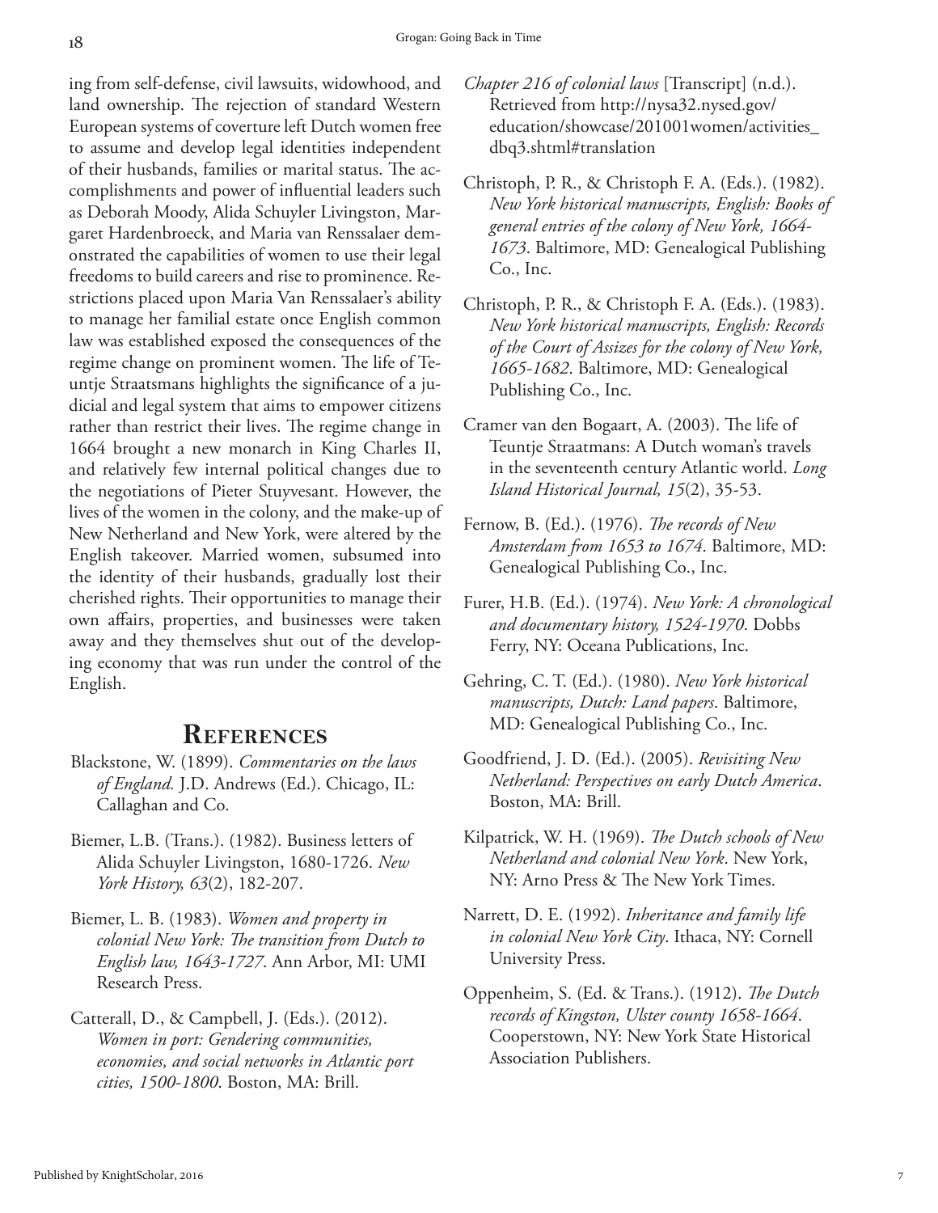ing from self-defense, civil lawsuits, widowhood, and land ownership. The rejection of standard Western European systems of coverture left Dutch women free to assume and develop legal identities independent of their husbands, families or marital status. The accomplishments and power of influential leaders such as Deborah Moody, Alida Schuyler Livingston, Margaret Hardenbroeck, and Maria van Renssalaer demonstrated the capabilities of women to use their legal freedoms to build careers and rise to prominence. Restrictions placed upon Maria Van Renssalaer's ability to manage her familial estate once English common law was established exposed the consequences of the regime change on prominent women. The life of Teuntje Straatsmans highlights the significance of a judicial and legal system that aims to empower citizens rather than restrict their lives. The regime change in 1664 brought a new monarch in King Charles II, and relatively few internal political changes due to the negotiations of Pieter Stuyvesant. However, the lives of the women in the colony, and the make-up of New Netherland and New York, were altered by the English takeover. Married women, subsumed into the identity of their husbands, gradually lost their cherished rights. Their opportunities to manage their own affairs, properties, and businesses were taken away and they themselves shut out of the developing economy that was run under the control of the English.

## References

Blackstone, W. (1899). *Commentaries on the laws of England.* J.D. Andrews (Ed.). Chicago, IL: Callaghan and Co.

Biemer, L.B. (Trans.). (1982). Business letters of Alida Schuyler Livingston, 1680-1726. *New York History, 63*(2), 182-207.

Biemer, L. B. (1983). *Women and property in colonial New York: The transition from Dutch to English law, 1643-1727*. Ann Arbor, MI: UMI Research Press.

Catterall, D., & Campbell, J. (Eds.). (2012). *Women in port: Gendering communities, economies, and social networks in Atlantic port cities, 1500-1800*. Boston, MA: Brill.

*Chapter 216 of colonial laws* [Transcript] (n.d.). Retrieved from http://nysa32.nysed.gov/education/showcase/201001women/activities_dbq3.shtml#translation

Christoph, P. R., & Christoph F. A. (Eds.). (1982). *New York historical manuscripts, English: Books of general entries of the colony of New York, 1664-1673*. Baltimore, MD: Genealogical Publishing Co., Inc.

Christoph, P. R., & Christoph F. A. (Eds.). (1983). *New York historical manuscripts, English: Records of the Court of Assizes for the colony of New York, 1665-1682*. Baltimore, MD: Genealogical Publishing Co., Inc.

Cramer van den Bogaart, A. (2003). The life of Teuntje Straatmans: A Dutch woman's travels in the seventeenth century Atlantic world. *Long Island Historical Journal, 15*(2), 35-53.

Fernow, B. (Ed.). (1976). *The records of New Amsterdam from 1653 to 1674*. Baltimore, MD: Genealogical Publishing Co., Inc.

Furer, H.B. (Ed.). (1974). *New York: A chronological and documentary history, 1524-1970*. Dobbs Ferry, NY: Oceana Publications, Inc.

Gehring, C. T. (Ed.). (1980). *New York historical manuscripts, Dutch: Land papers*. Baltimore, MD: Genealogical Publishing Co., Inc.

Goodfriend, J. D. (Ed.). (2005). *Revisiting New Netherland: Perspectives on early Dutch America*. Boston, MA: Brill.

Kilpatrick, W. H. (1969). *The Dutch schools of New Netherland and colonial New York*. New York, NY: Arno Press & The New York Times.

Narrett, D. E. (1992). *Inheritance and family life in colonial New York City*. Ithaca, NY: Cornell University Press.

Oppenheim, S. (Ed. & Trans.). (1912). *The Dutch records of Kingston, Ulster county 1658-1664*. Cooperstown, NY: New York State Historical Association Publishers.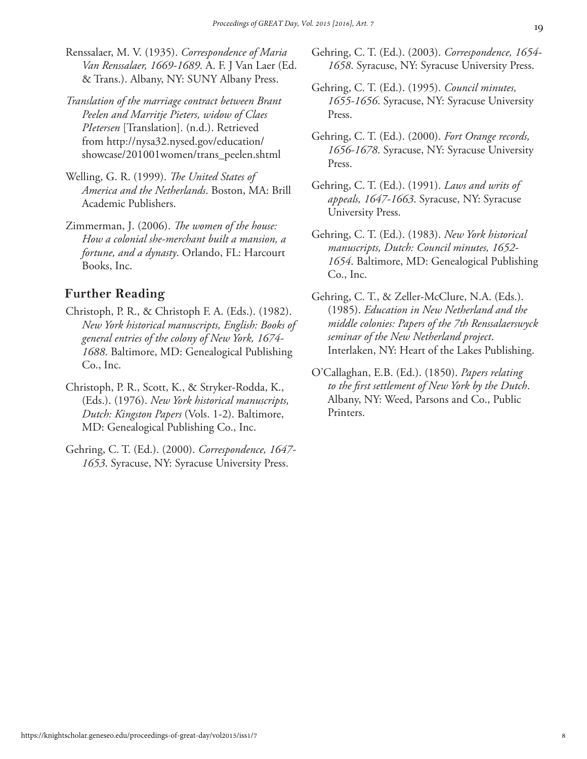Renssalaer, M. V. (1935). *Correspondence of Maria Van Renssalaer, 1669-1689*. A. F. J Van Laer (Ed. & Trans.). Albany, NY: SUNY Albany Press.

*Translation of the marriage contract between Brant Peelen and Marritje Pieters, widow of Claes PIetersen* [Translation]. (n.d.). Retrieved from http://nysa32.nysed.gov/education/showcase/201001women/trans_peelen.shtml

Welling, G. R. (1999). *The United States of America and the Netherlands*. Boston, MA: Brill Academic Publishers.

Zimmerman, J. (2006). *The women of the house: How a colonial she-merchant built a mansion, a fortune, and a dynasty*. Orlando, FL: Harcourt Books, Inc.

## Further Reading

Christoph, P. R., & Christoph F. A. (Eds.). (1982). *New York historical manuscripts, English: Books of general entries of the colony of New York, 1674-1688*. Baltimore, MD: Genealogical Publishing Co., Inc.

Christoph, P. R., Scott, K., & Stryker-Rodda, K., (Eds.). (1976). *New York historical manuscripts, Dutch: Kingston Papers* (Vols. 1-2). Baltimore, MD: Genealogical Publishing Co., Inc.

Gehring, C. T. (Ed.). (2000). *Correspondence, 1647-1653*. Syracuse, NY: Syracuse University Press.

Gehring, C. T. (Ed.). (2003). *Correspondence, 1654-1658*. Syracuse, NY: Syracuse University Press.

Gehring, C. T. (Ed.). (1995). *Council minutes, 1655-1656*. Syracuse, NY: Syracuse University Press.

Gehring, C. T. (Ed.). (2000). *Fort Orange records, 1656-1678*. Syracuse, NY: Syracuse University Press.

Gehring, C. T. (Ed.). (1991). *Laws and writs of appeals, 1647-1663*. Syracuse, NY: Syracuse University Press.

Gehring, C. T. (Ed.). (1983). *New York historical manuscripts, Dutch: Council minutes, 1652-1654*. Baltimore, MD: Genealogical Publishing Co., Inc.

Gehring, C. T., & Zeller-McClure, N.A. (Eds.). (1985). *Education in New Netherland and the middle colonies: Papers of the 7th Renssalaerswyck seminar of the New Netherland project*. Interlaken, NY: Heart of the Lakes Publishing.

O'Callaghan, E.B. (Ed.). (1850). *Papers relating to the first settlement of New York by the Dutch*. Albany, NY: Weed, Parsons and Co., Public Printers.